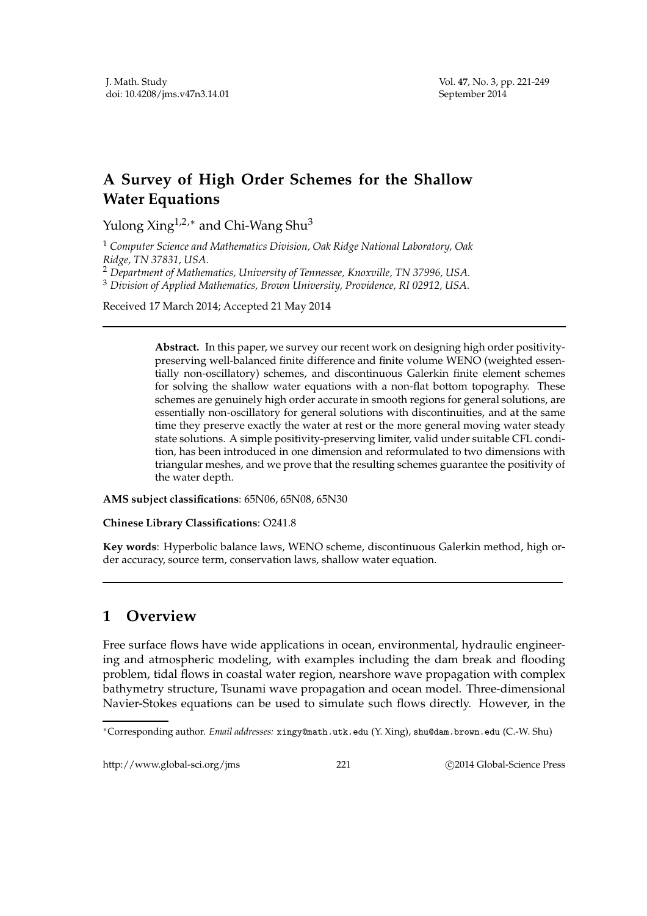# A Survey of High Order Schemes for the Shallow Water Equations

Yulong Xing[1,2,*] and Chi-Wang Shu[3]

[1] *Computer Science and Mathematics Division, Oak Ridge National Laboratory, Oak Ridge, TN 37831, USA.*
[2] *Department of Mathematics, University of Tennessee, Knoxville, TN 37996, USA.*
[3] *Division of Applied Mathematics, Brown University, Providence, RI 02912, USA.*

Received 17 March 2014; Accepted 21 May 2014

---

**Abstract.** In this paper, we survey our recent work on designing high order positivity-preserving well-balanced finite difference and finite volume WENO (weighted essentially non-oscillatory) schemes, and discontinuous Galerkin finite element schemes for solving the shallow water equations with a non-flat bottom topography. These schemes are genuinely high order accurate in smooth regions for general solutions, are essentially non-oscillatory for general solutions with discontinuities, and at the same time they preserve exactly the water at rest or the more general moving water steady state solutions. A simple positivity-preserving limiter, valid under suitable CFL condition, has been introduced in one dimension and reformulated to two dimensions with triangular meshes, and we prove that the resulting schemes guarantee the positivity of the water depth.

**AMS subject classifications**: 65N06, 65N08, 65N30

**Chinese Library Classifications**: O241.8

**Key words**: Hyperbolic balance laws, WENO scheme, discontinuous Galerkin method, high order accuracy, source term, conservation laws, shallow water equation.

---

## 1 Overview

Free surface flows have wide applications in ocean, environmental, hydraulic engineering and atmospheric modeling, with examples including the dam break and flooding problem, tidal flows in coastal water region, nearshore wave propagation with complex bathymetry structure, Tsunami wave propagation and ocean model. Three-dimensional Navier-Stokes equations can be used to simulate such flows directly. However, in the

*Corresponding author. *Email addresses:* xingy@math.utk.edu (Y. Xing), shu@dam.brown.edu (C.-W. Shu)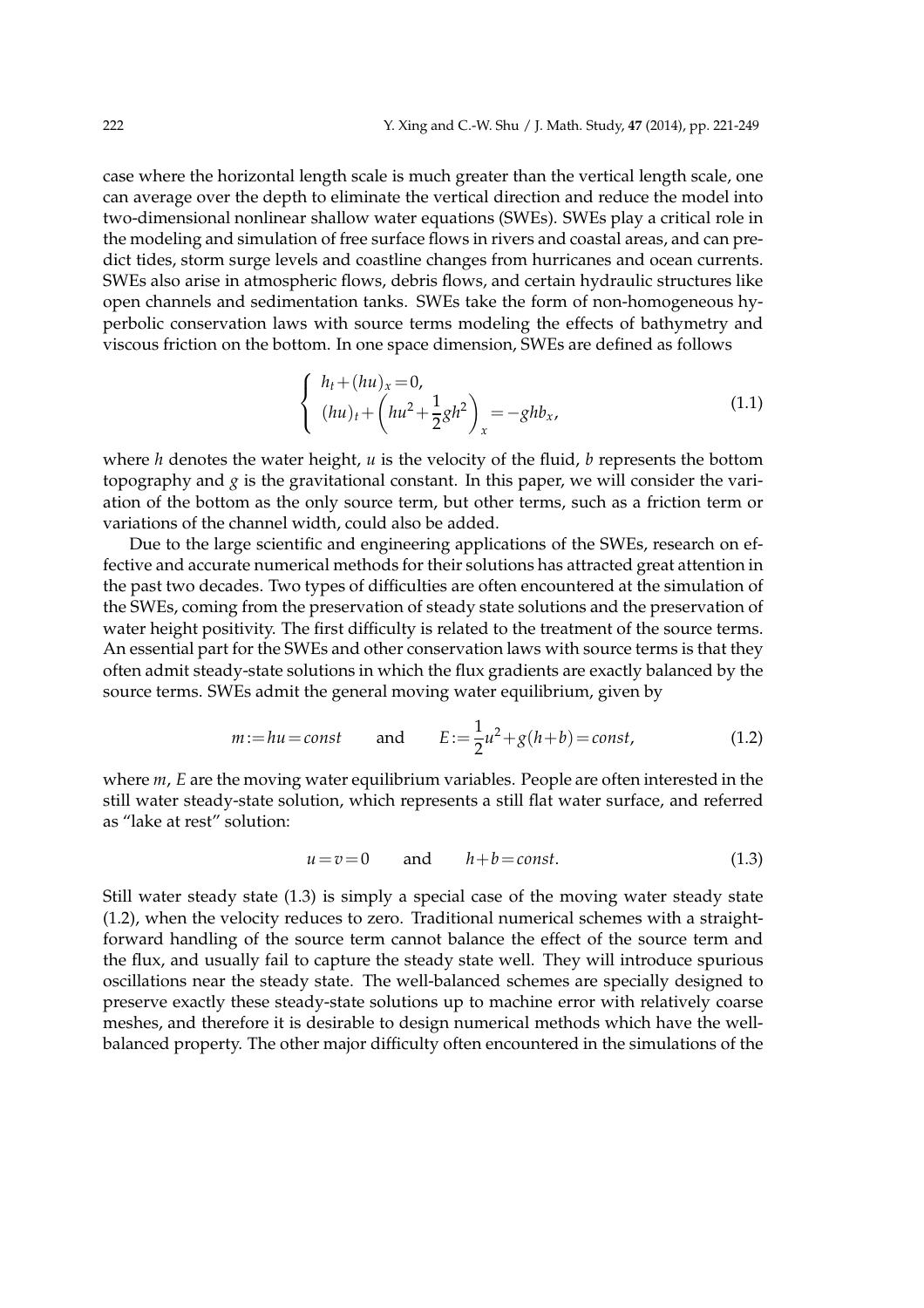case where the horizontal length scale is much greater than the vertical length scale, one can average over the depth to eliminate the vertical direction and reduce the model into two-dimensional nonlinear shallow water equations (SWEs). SWEs play a critical role in the modeling and simulation of free surface flows in rivers and coastal areas, and can predict tides, storm surge levels and coastline changes from hurricanes and ocean currents. SWEs also arise in atmospheric flows, debris flows, and certain hydraulic structures like open channels and sedimentation tanks. SWEs take the form of non-homogeneous hyperbolic conservation laws with source terms modeling the effects of bathymetry and viscous friction on the bottom. In one space dimension, SWEs are defined as follows

$$
\begin{cases} h_t + (hu)_x = 0, \\ (hu)_t + \left( hu^2 + \dfrac{1}{2} g h^2 \right)_x = -ghb_x, \end{cases} \tag{1.1}
$$

where $h$ denotes the water height, $u$ is the velocity of the fluid, $b$ represents the bottom topography and $g$ is the gravitational constant. In this paper, we will consider the variation of the bottom as the only source term, but other terms, such as a friction term or variations of the channel width, could also be added.

Due to the large scientific and engineering applications of the SWEs, research on effective and accurate numerical methods for their solutions has attracted great attention in the past two decades. Two types of difficulties are often encountered at the simulation of the SWEs, coming from the preservation of steady state solutions and the preservation of water height positivity. The first difficulty is related to the treatment of the source terms. An essential part for the SWEs and other conservation laws with source terms is that they often admit steady-state solutions in which the flux gradients are exactly balanced by the source terms. SWEs admit the general moving water equilibrium, given by

$$
m := hu = const \qquad \text{and} \qquad E := \frac{1}{2} u^2 + g(h+b) = const, \tag{1.2}
$$

where $m$, $E$ are the moving water equilibrium variables. People are often interested in the still water steady-state solution, which represents a still flat water surface, and referred as "lake at rest" solution:

$$
u = v = 0 \qquad \text{and} \qquad h + b = const. \tag{1.3}
$$

Still water steady state (1.3) is simply a special case of the moving water steady state (1.2), when the velocity reduces to zero. Traditional numerical schemes with a straightforward handling of the source term cannot balance the effect of the source term and the flux, and usually fail to capture the steady state well. They will introduce spurious oscillations near the steady state. The well-balanced schemes are specially designed to preserve exactly these steady-state solutions up to machine error with relatively coarse meshes, and therefore it is desirable to design numerical methods which have the well-balanced property. The other major difficulty often encountered in the simulations of the